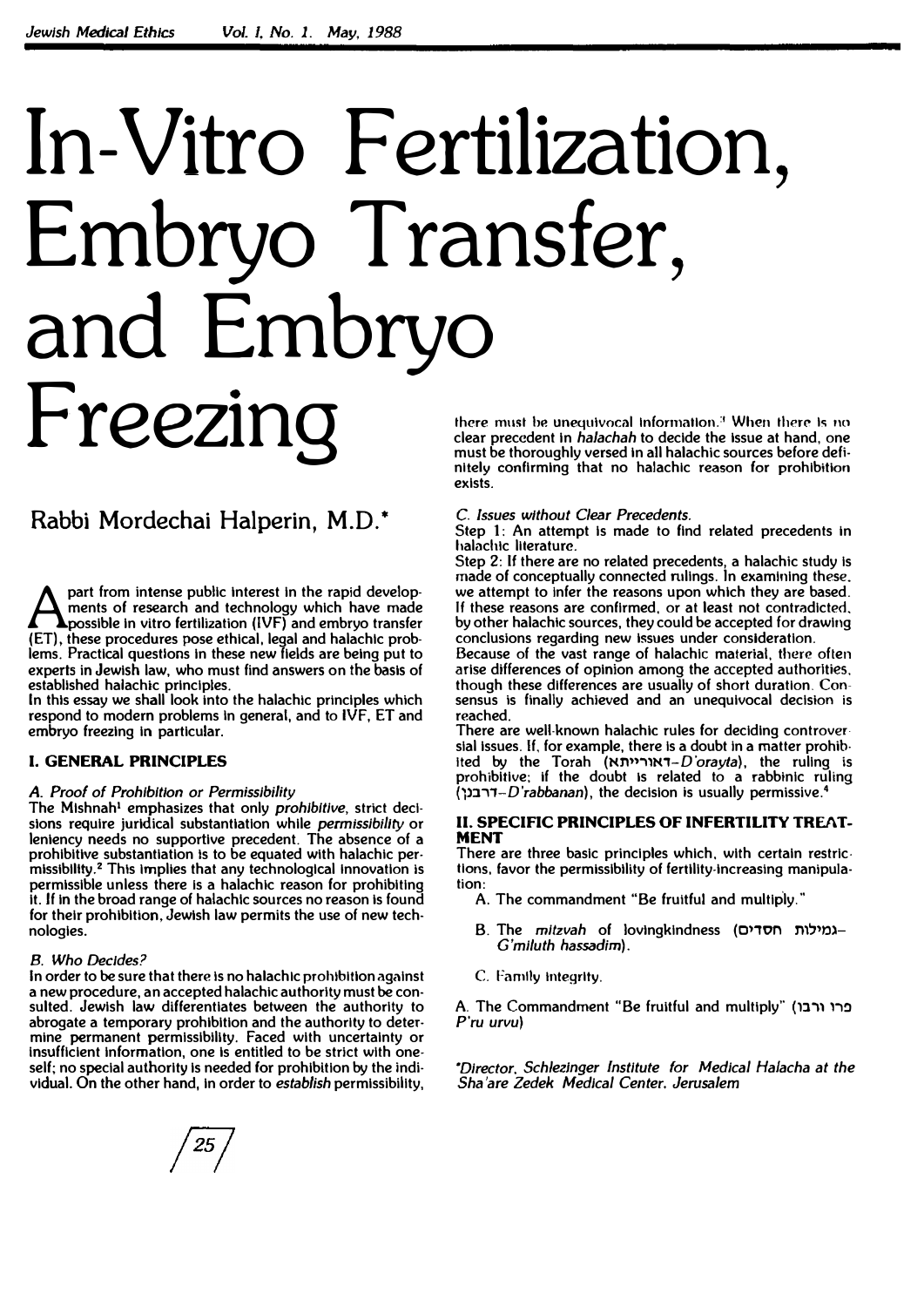# In-Vitro Fertilization, Embryo Transfer, and Embryo Freezing

## Rabbi Mordechai Halperin, M.D.*

Apart from intense public interest in the rapid developments of research and technology which have made possible in vitro fertilization (IVF) and embryo transfer (ET), these procedures pose ethical, legal and halachic problems. Practical questions in these new fields are being put to experts in Jewish law, who must find answers on the basis of established halachic principles.

In this essay we shall look into the halachic principles which respond to modern problems in general, and to IVF, ET and embryo freezing in particular.

### I. GENERAL PRINCIPLES

*A. Proof of Prohibition or Permissibility*

The Mishnah[1] emphasizes that only *prohibitive*, strict decisions require juridical substantiation while *permissibility* or leniency needs no supportive precedent. The absence of a prohibitive substantiation is to be equated with halachic permissibility.[2] This implies that any technological innovation is permissible unless there is a halachic reason for prohibiting it. If in the broad range of halachic sources no reason is found for their prohibition, Jewish law permits the use of new technologies.

*B. Who Decides?*

In order to be sure that there is no halachic prohibition against a new procedure, an accepted halachic authority must be consulted. Jewish law differentiates between the authority to abrogate a temporary prohibition and the authority to determine permanent permissibility. Faced with uncertainty or insufficient information, one is entitled to be strict with oneself; no special authority is needed for prohibition by the individual. On the other hand, in order to *establish* permissibility, there must be unequivocal information.[3] When there is no clear precedent in *halachah* to decide the issue at hand, one must be thoroughly versed in all halachic sources before definitely confirming that no halachic reason for prohibition exists.

*C. Issues without Clear Precedents.*

Step 1: An attempt is made to find related precedents in halachic literature.

Step 2: If there are no related precedents, a halachic study is made of conceptually connected rulings. In examining these, we attempt to infer the reasons upon which they are based. If these reasons are confirmed, or at least not contradicted, by other halachic sources, they could be accepted for drawing conclusions regarding new issues under consideration.

Because of the vast range of halachic material, there often arise differences of opinion among the accepted authorities, though these differences are usually of short duration. Consensus is finally achieved and an unequivocal decision is reached.

There are well-known halachic rules for deciding controversial issues. If, for example, there is a doubt in a matter prohibited by the Torah (דאורייתא–*D'orayta*), the ruling is prohibitive; if the doubt is related to a rabbinic ruling (דרבנן–*D'rabbanan*), the decision is usually permissive.[4]

### II. SPECIFIC PRINCIPLES OF INFERTILITY TREATMENT

There are three basic principles which, with certain restrictions, favor the permissibility of fertility-increasing manipulation:

A. The commandment "Be fruitful and multiply."

B. The *mitzvah* of lovingkindness (גמילות חסדים–*G'miluth hassadim*).

C. Family integrity.

A. The Commandment "Be fruitful and multiply" (פרו ורבו *P'ru urvu*)

*Director, Schlezinger Institute for Medical Halacha at the Sha'are Zedek Medical Center, Jerusalem*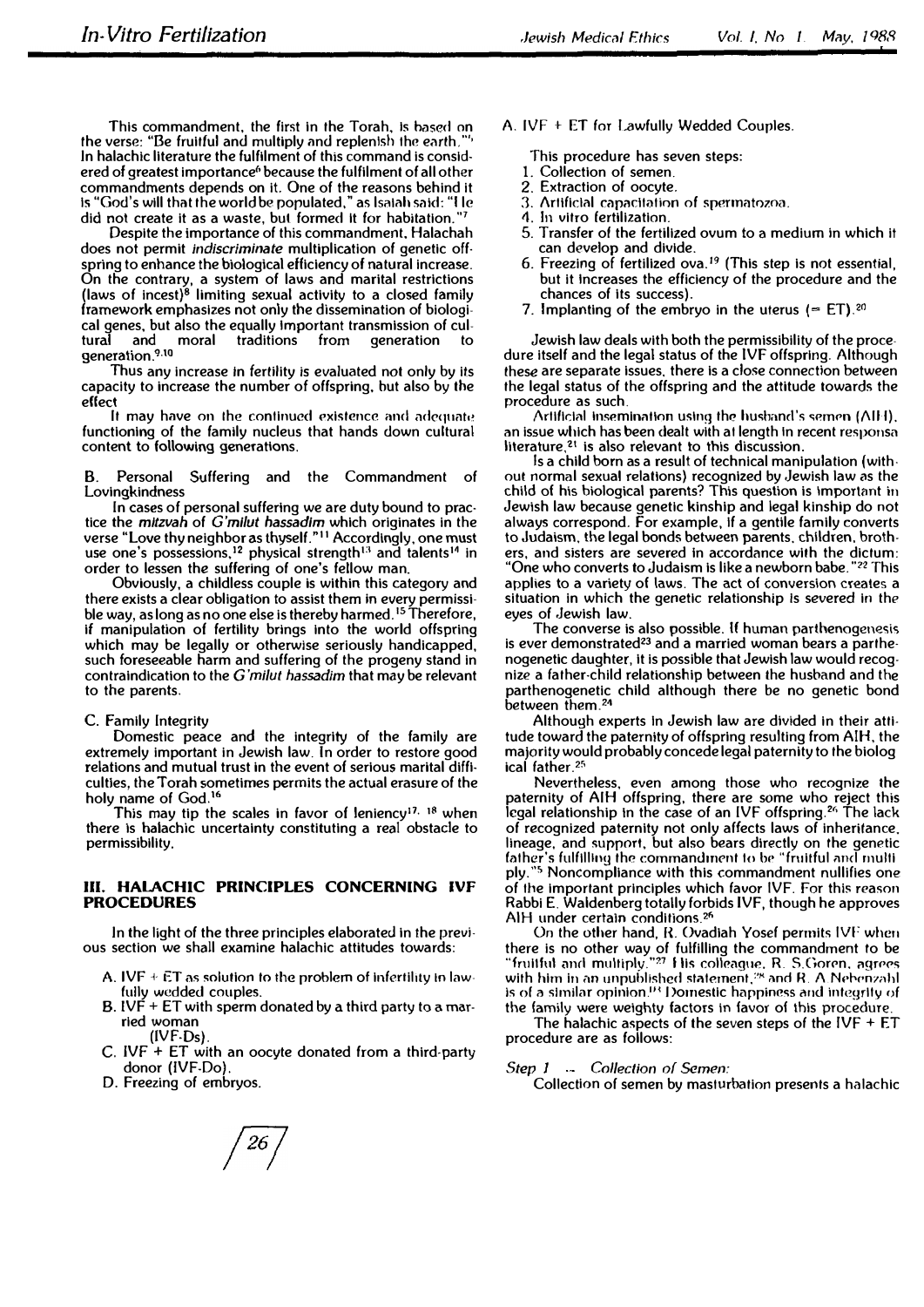This commandment, the first in the Torah, is based on the verse: "Be fruitful and multiply and replenish the earth."[5] In halachic literature the fulfilment of this command is considered of greatest importance[6] because the fulfilment of all other commandments depends on it. One of the reasons behind it is "God's will that the world be populated," as Isaiah said: "I le did not create it as a waste, but formed it for habitation."[7]

Despite the importance of this commandment, Halachah does not permit *indiscriminate* multiplication of genetic offspring to enhance the biological efficiency of natural increase. On the contrary, a system of laws and marital restrictions (laws of incest)[8] limiting sexual activity to a closed family framework emphasizes not only the dissemination of biological genes, but also the equally important transmission of cultural and moral traditions from generation to generation.[9,10]

Thus any increase in fertility is evaluated not only by its capacity to increase the number of offspring, but also by the effect

It may have on the continued existence and adequate functioning of the family nucleus that hands down cultural content to following generations.

B. Personal Suffering and the Commandment of Lovingkindness

In cases of personal suffering we are duty bound to practice the *mitzvah* of *G'milut hassadim* which originates in the verse "Love thy neighbor as thyself."[11] Accordingly, one must use one's possessions,[12] physical strength[13] and talents[14] in order to lessen the suffering of one's fellow man.

Obviously, a childless couple is within this category and there exists a clear obligation to assist them in every permissible way, as long as no one else is thereby harmed.[15] Therefore, if manipulation of fertility brings into the world offspring which may be legally or otherwise seriously handicapped, such foreseeable harm and suffering of the progeny stand in contraindication to the *G'milut hassadim* that may be relevant to the parents.

C. Family Integrity

Domestic peace and the integrity of the family are extremely important in Jewish law. In order to restore good relations and mutual trust in the event of serious marital difficulties, the Torah sometimes permits the actual erasure of the holy name of God.[16]

This may tip the scales in favor of leniency[17, 18] when there is halachic uncertainty constituting a real obstacle to permissibility.

## III. HALACHIC PRINCIPLES CONCERNING IVF PROCEDURES

In the light of the three principles elaborated in the previous section we shall examine halachic attitudes towards:

A. IVF + ET as solution to the problem of infertility in lawfully wedded couples.
B. IVF + ET with sperm donated by a third party to a married woman (IVF-Ds).
C. IVF + ET with an oocyte donated from a third-party donor (IVF-Do).
D. Freezing of embryos.

A. IVF + ET for Lawfully Wedded Couples.

This procedure has seven steps:

1. Collection of semen.
2. Extraction of oocyte.
3. Artificial capacitation of spermatozoa.
4. In vitro fertilization.
5. Transfer of the fertilized ovum to a medium in which it can develop and divide.
6. Freezing of fertilized ova.[19] (This step is not essential, but it increases the efficiency of the procedure and the chances of its success).
7. Implanting of the embryo in the uterus (= ET).[20]

Jewish law deals with both the permissibility of the procedure itself and the legal status of the IVF offspring. Although these are separate issues, there is a close connection between the legal status of the offspring and the attitude towards the procedure as such.

Artificial insemination using the husband's semen (AIH), an issue which has been dealt with at length in recent responsa literature,[21] is also relevant to this discussion.

Is a child born as a result of technical manipulation (without normal sexual relations) recognized by Jewish law as the child of his biological parents? This question is important in Jewish law because genetic kinship and legal kinship do not always correspond. For example, if a gentile family converts to Judaism, the legal bonds between parents, children, brothers, and sisters are severed in accordance with the dictum: "One who converts to Judaism is like a newborn babe."[22] This applies to a variety of laws. The act of conversion creates a situation in which the genetic relationship is severed in the eyes of Jewish law.

The converse is also possible. If human parthenogenesis is ever demonstrated[23] and a married woman bears a parthenogenetic daughter, it is possible that Jewish law would recognize a father-child relationship between the husband and the parthenogenetic child although there be no genetic bond between them.[24]

Although experts in Jewish law are divided in their attitude toward the paternity of offspring resulting from AIH, the majority would probably concede legal paternity to the biological father.[25]

Nevertheless, even among those who recognize the paternity of AIH offspring, there are some who reject this legal relationship in the case of an IVF offspring.[26] The lack of recognized paternity not only affects laws of inheritance, lineage, and support, but also bears directly on the genetic father's fulfilling the commandment to be "fruitful and multiply."[5] Noncompliance with this commandment nullifies one of the important principles which favor IVF. For this reason Rabbi E. Waldenberg totally forbids IVF, though he approves AIH under certain conditions.[26]

On the other hand, R. Ovadiah Yosef permits IVF when there is no other way of fulfilling the commandment to be "fruitful and multiply."[27] His colleague, R. S.Goren, agrees with him in an unpublished statement,[28] and R. A Nebenzahl is of a similar opinion.[15] Domestic happiness and integrity of the family were weighty factors in favor of this procedure.

The halachic aspects of the seven steps of the IVF + ET procedure are as follows:

*Step 1 — Collection of Semen:*

Collection of semen by masturbation presents a halachic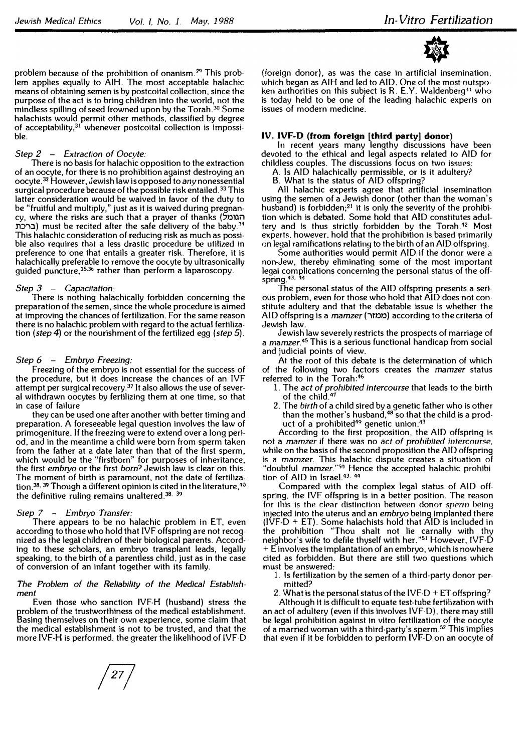problem because of the prohibition of onanism.[29] This problem applies equally to AIH. The most acceptable halachic means of obtaining semen is by postcoital collection, since the purpose of the act is to bring children into the world, not the mindless spilling of seed frowned upon by the Torah.[30] Some halachists would permit other methods, classified by degree of acceptability,[31] whenever postcoital collection is impossible.

*Step 2 – Extraction of Oocyte:*

There is no basis for halachic opposition to the extraction of an oocyte, for there is no prohibition against destroying an oocyte.[32] However, Jewish law is opposed to *any* nonessential surgical procedure because of the possible risk entailed.[33] This latter consideration would be waived in favor of the duty to be "fruitful and multiply," just as it is waived during pregnancy, where the risks are such that a prayer of thanks (הגומל ברכת) must be recited after the safe delivery of the baby.[34] This halachic consideration of reducing risk as much as possible also requires that a less drastic procedure be utilized in preference to one that entails a greater risk. Therefore, it is halachically preferable to remove the oocyte by ultrasonically guided puncture,[35,36] rather than perform a laparoscopy.

*Step 3 – Capacitation:*

There is nothing halachically forbidden concerning the preparation of the semen, since the whole procedure is aimed at improving the chances of fertilization. For the same reason there is no halachic problem with regard to the actual fertilization (*step 4*) or the nourishment of the fertilized egg (*step 5*).

*Step 6 – Embryo Freezing:*

Freezing of the embryo is not essential for the success of the procedure, but it does increase the chances of an IVF attempt per surgical recovery.[37] It also allows the use of several withdrawn oocytes by fertilizing them at one time, so that in case of failure they can be used one after another with better timing and preparation. A foreseeable legal question involves the law of primogeniture. If the freezing were to extend over a long period, and in the meantime a child were born from sperm taken from the father at a date later than that of the first sperm, which would be the "firstborn" for purposes of inheritance, the first *embryo* or the first *born*? Jewish law is clear on this. The moment of birth is paramount, not the date of fertilization.[38,39] Though a different opinion is cited in the literature,[40] the definitive ruling remains unaltered.[38,39]

*Step 7 – Embryo Transfer:*

There appears to be no halachic problem in ET, even according to those who hold that IVF offspring are not recognized as the legal children of their biological parents. According to these scholars, an embryo transplant leads, legally speaking, to the birth of a parentless child, just as in the case of conversion of an infant together with its family.

*The Problem of the Reliability of the Medical Establishment*

Even those who sanction IVF-H (husband) stress the problem of the trustworthiness of the medical establishment. Basing themselves on their own experience, some claim that the medical establishment is not to be trusted, and that the more IVF-H is performed, the greater the likelihood of IVF-D (foreign donor), as was the case in artificial insemination, which began as AIH and led to AID. One of the most outspoken authorities on this subject is R. E.Y. Waldenberg[11] who is today held to be one of the leading halachic experts on issues of modern medicine.

## IV. IVF-D (from foreign [third party] donor)

In recent years many lengthy discussions have been devoted to the ethical and legal aspects related to AID for childless couples. The discussions focus on two issues:

A. Is AID halachically permissible, or is it adultery?

B. What is the status of AID offspring?

All halachic experts agree that artificial insemination using the semen of a Jewish donor (other than the woman's husband) is forbidden;[21] it is only the severity of the prohibition which is debated. Some hold that AID constitutes adultery and is thus strictly forbidden by the Torah.[42] Most experts, however, hold that the prohibition is based primarily on legal ramifications relating to the birth of an AID offspring.

Some authorities would permit AID if the donor were a non-Jew, thereby eliminating some of the most important legal complications concerning the personal status of the offspring.[43,44]

The personal status of the AID offspring presents a serious problem, even for those who hold that AID does not constitute adultery and that the debatable issue is whether the AID offspring is a *mamzer* (ממזר) according to the criteria of Jewish law.

Jewish law severely restricts the prospects of marriage of a *mamzer*.[45] This is a serious functional handicap from social and judicial points of view.

At the root of this debate is the determination of which of the following two factors creates the *mamzer* status referred to in the Torah:[46]

1. The *act of prohibited intercourse* that leads to the birth of the child.[47]
2. The *birth* of a child sired by a genetic father who is other than the mother's husband,[48] so that the child is a product of a prohibited[49] genetic union.[43]

According to the first proposition, the AID offspring is not a *mamzer* if there was no *act of prohibited intercourse*, while on the basis of the second proposition the AID offspring is a *mamzer*. This halachic dispute creates a situation of "doubtful *mamzer*."[50] Hence the accepted halachic prohibition of AID in Israel.[43,44]

Compared with the complex legal status of AID offspring, the IVF offspring is in a better position. The reason for this is the clear distinction between donor *sperm* being injected into the uterus and an *embryo* being implanted there (IVF-D + ET). Some halachists hold that AID is included in the prohibition "Thou shalt not lie carnally with thy neighbor's wife to defile thyself with her."[51] However, IVF-D + E involves the implantation of an embryo, which is nowhere cited as forbidden. But there are still two questions which must be answered:

1. Is fertilization by the semen of a third-party donor permitted?
2. What is the personal status of the IVF-D + ET offspring?

Although it is difficult to equate test-tube fertilization with an act of adultery (even if this involves IVF-D), there may still be legal prohibition against in vitro fertilization of the oocyte of a married woman with a third-party's sperm.[52] This implies that even if it be forbidden to perform IVF-D on an oocyte of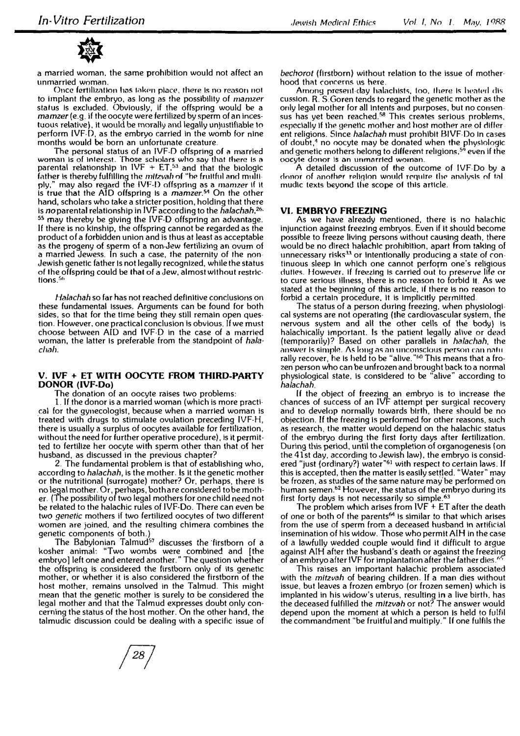a married woman, the same prohibition would not affect an unmarried woman.

Once fertilization has taken place, there is no reason not to implant the embryo, as long as the possibility of *mamzer* status is excluded. Obviously, if the offspring would be a *mamzer* (e.g. if the oocyte were fertilized by sperm of an incestuous relative), it would be morally and legally unjustifiable to perform IVF-D, as the embryo carried in the womb for nine months would be born an unfortunate creature.

The personal status of an IVF-D offspring of a married woman is of interest. Those scholars who say that there is a parental relationship in IVF + ET,[53] and that the biologic father is thereby fulfilling the *mitzvah* of "be fruitful and multiply," may also regard the IVF-D offspring as a *mamzer* if it is true that the AID offspring is a *mamzer*.[54] On the other hand, scholars who take a stricter position, holding that there is *no* parental relationship in IVF according to the *halachah*,[26,55] may thereby be giving the IVF-D offspring an advantage. If there is no kinship, the offspring cannot be regarded as the product of a forbidden union and is thus at least as acceptable as the progeny of sperm of a non-Jew fertilizing an ovum of a married Jewess. In such a case, the paternity of the non-Jewish genetic father is not legally recognized, while the status of the offspring could be that of a Jew, almost without restrictions.[56]

*Halachah* so far has not reached definitive conclusions on these fundamental issues. Arguments can be found for both sides, so that for the time being they still remain open question. However, one practical conclusion is obvious. If we must choose between AID and IVF-D in the case of a married woman, the latter is preferable from the standpoint of *halachah*.

## V. IVF + ET WITH OOCYTE FROM THIRD-PARTY DONOR (IVF-Do)

The donation of an oocyte raises two problems:

1. If the donor is a married woman (which is more practical for the gynecologist, because when a married woman is treated with drugs to stimulate ovulation preceding IVF-H, there is usually a surplus of oocytes available for fertilization, without the need for further operative procedure), is it permitted to fertilize her oocyte with sperm other than that of her husband, as discussed in the previous chapter?

2. The fundamental problem is that of establishing who, according to *halachah*, is the mother. Is it the genetic mother or the nutritional (surrogate) mother? Or, perhaps, there is no legal mother. Or, perhaps, both are considered to be mother. (The possibility of two legal mothers for one child need not be related to the halachic rules of IVF-Do. There can even be two *genetic* mothers if two fertilized oocytes of two different women are joined, and the resulting chimera combines the genetic components of both.)

The Babylonian Talmud[57] discusses the firstborn of a kosher animal: "Two wombs were combined and [the embryo] left one and entered another." The question whether the offspring is considered the firstborn only of its genetic mother, or whether it is also considered the firstborn of the host mother, remains unsolved in the Talmud. This might mean that the genetic mother is surely to be considered the legal mother and that the Talmud expresses doubt only concerning the status of the host mother. On the other hand, the talmudic discussion could be dealing with a specific issue of *bechorot* (firstborn) without relation to the issue of motherhood that concerns us here.

Among present-day halachists, too, there is heated discussion. R. S. Goren tends to regard the genetic mother as the only legal mother for all intents and purposes, but no consensus has yet been reached.[58] This creates serious problems, especially if the genetic mother and host mother are of different religions. Since *halachah* must prohibit BIVF-Do in cases of doubt,[4] no oocyte may be donated when the physiologic and genetic mothers belong to different religions,[59] even if the oocyte donor is an unmarried woman.

A detailed discussion of the outcome of IVF-Do by a donor of another religion would require the analysis of talmudic texts beyond the scope of this article.

## VI. EMBRYO FREEZING

As we have already mentioned, there is no halachic injunction against freezing embryos. Even if it should become possible to freeze living persons without causing death, there would be no direct halachic prohibition, apart from taking of unnecessary risks[33] or intentionally producing a state of continuous sleep in which one cannot perform one's religious duties. However, if freezing is carried out to preserve life or to cure serious illness, there is no reason to forbid it. As we stated at the beginning of this article, if there is no reason to forbid a certain procedure, it is implicitly permitted.

The status of a person during freezing, when physiological systems are not operating (the cardiovascular system, the nervous system and all the other cells of the body) is halachically important. Is the patient legally alive or dead (temporarily)? Based on other parallels in *halachah*, the answer is simple. As long as an unconscious person can naturally recover, he is held to be "alive."[60] This means that a frozen person who can be unfrozen and brought back to a normal physiological state, is considered to be "alive" according to *halachah*.

If the object of freezing an embryo is to increase the chances of success of an IVF attempt per surgical recovery and to develop normally towards birth, there should be no objection. If the freezing is performed for other reasons, such as research, the matter would depend on the halachic status of the embryo during the first forty days after fertilization. During this period, until the completion of organogenesis (on the 41st day, according to Jewish law), the embryo is considered "just (ordinary?) water"[61] with respect to certain laws. If this is accepted, then the matter is easily settled. "Water" may be frozen, as studies of the same nature may be performed on human semen.[62] However, the status of the embryo during its first forty days is not necessarily so simple.[63]

The problem which arises from IVF + ET after the death of one or both of the parents[64] is similar to that which arises from the use of sperm from a deceased husband in artificial insemination of his widow. Those who permit AIH in the case of a lawfully wedded couple would find it difficult to argue against AIH after the husband's death or against the freezing of an embryo after IVF for implantation after the father dies.[65]

This raises an important halachic problem associated with the *mitzvah* of bearing children. If a man dies without issue, but leaves a frozen embryo (or frozen semen) which is implanted in his widow's uterus, resulting in a live birth, has the deceased fulfilled the *mitzvah* or not? The answer would depend upon the moment at which a person is held to fulfil the commandment "be fruitful and multiply." If one fulfils the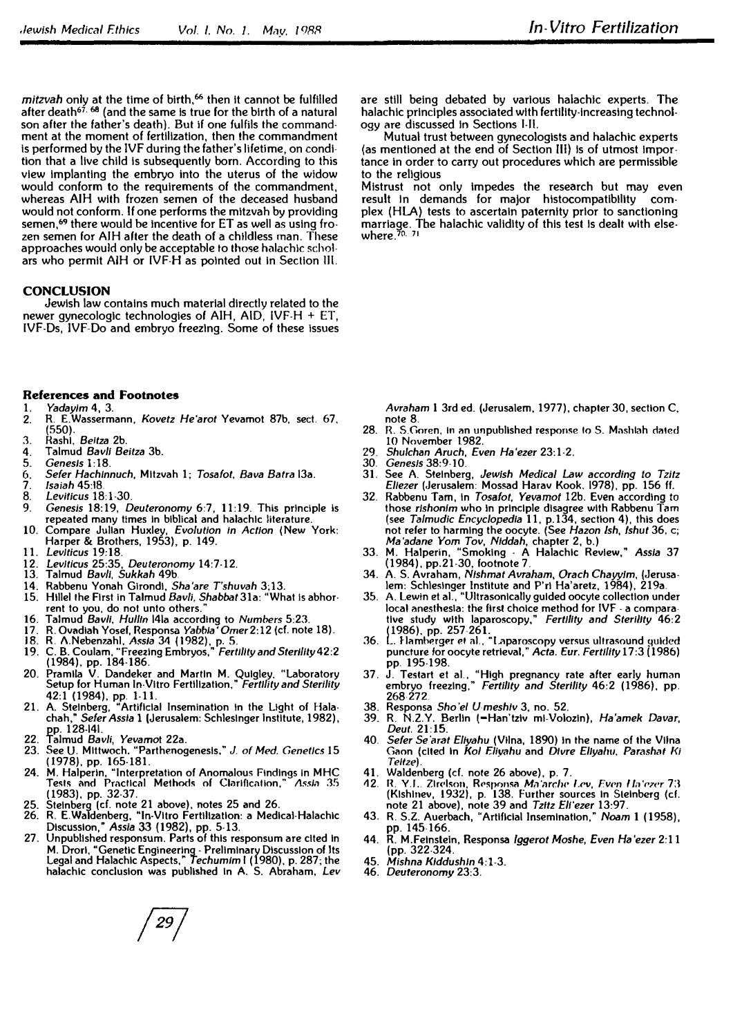*mitzvah* only at the time of birth,[66] then it cannot be fulfilled after death[67, 68] (and the same is true for the birth of a natural son after the father's death). But if one fulfils the commandment at the moment of fertilization, then the commandment is performed by the IVF during the father's lifetime, on condition that a live child is subsequently born. According to this view implanting the embryo into the uterus of the widow would conform to the requirements of the commandment, whereas AIH with frozen semen of the deceased husband would not conform. If one performs the mitzvah by providing semen,[69] there would be incentive for ET as well as using frozen semen for AIH after the death of a childless man. These approaches would only be acceptable to those halachic scholars who permit AIH or IVF-H as pointed out in Section III.

## CONCLUSION

Jewish law contains much material directly related to the newer gynecologic technologies of AIH, AID, IVF-H + ET, IVF-Ds, IVF-Do and embryo freezing. Some of these issues are still being debated by various halachic experts. The halachic principles associated with fertility-increasing technology are discussed in Sections I-II.

Mutual trust between gynecologists and halachic experts (as mentioned at the end of Section III) is of utmost importance in order to carry out procedures which are permissible to the religious

Mistrust not only impedes the research but may even result in demands for major histocompatibility complex (HLA) tests to ascertain paternity prior to sanctioning marriage. The halachic validity of this test is dealt with elsewhere.[70, 71]

### References and Footnotes

1. *Yadayim* 4, 3.
2. R. E.Wassermann, *Kovetz He'arot* Yevamot 87b, sect. 67, (550).
3. Rashi, *Beitza* 2b.
4. Talmud *Bavli Beitza* 3b.
5. *Genesis* 1:18.
6. *Sefer Hachinnuch*, Mitzvah 1; *Tosafot, Bava Batra* 13a.
7. *Isaiah* 45:18.
8. *Leviticus* 18:1-30.
9. *Genesis* 18:19, *Deuteronomy* 6:7, 11:19. This principle is repeated many times in biblical and halachic literature.
10. Compare Julian Huxley, *Evolution in Action* (New York: Harper & Brothers, 1953), p. 149.
11. *Leviticus* 19:18.
12. *Leviticus* 25:35, *Deuteronomy* 14:7-12.
13. Talmud *Bavli, Sukkah* 49b.
14. Rabbenu Yonah Girondi, *Sha'are T'shuvah* 3;13.
15. Hillel the First in Talmud *Bavli, Shabbat* 31a: "What is abhorrent to you, do not unto others."
16. Talmud *Bavli, Hullin* 14la according to *Numbers* 5:23.
17. R. Ovadiah Yosef, Responsa *Yabbia' Omer* 2:12 (cf. note 18).
18. R. A.Nebenzahl, *Assia* 34 (1982), p. 5.
19. C. B. Coulam, "Freezing Embryos," *Fertility and Sterility* 42:2 (1984), pp. 184-186.
20. Pramila V. Dandeker and Martin M. Quigley, "Laboratory Setup for Human In-Vitro Fertilization," *Fertility and Sterility* 42:1 (1984), pp. 1-11.
21. A. Steinberg, "Artificial Insemination in the Light of Halachah," *Sefer Assia* 1 (Jerusalem: Schlesinger Institute, 1982), pp. 128-141.
22. Talmud *Bavli, Yevamot* 22a.
23. See U. Mittwoch, "Parthenogenesis," *J. of Med. Genetics* 15 (1978), pp. 165-181.
24. M. Halperin, "Interpretation of Anomalous Findings in MHC Tests and Practical Methods of Clarification," *Assia* 35 (1983), pp. 32-37.
25. Steinberg (cf. note 21 above), notes 25 and 26.
26. R. E.Waldenberg, "In-Vitro Fertilization: a Medical-Halachic Discussion," *Assia* 33 (1982), pp. 5-13.
27. Unpublished responsum. Parts of this responsum are cited in M. Drori, "Genetic Engineering - Preliminary Discussion of its Legal and Halachic Aspects," *Techumim* I (1980), p. 287; the halachic conclusion was published in A. S. Abraham, *Lev Avraham* 1 3rd ed. (Jerusalem, 1977), chapter 30, section C, note 8.
28. R. S.Goren, in an unpublished response to S. Mashiah dated 10 November 1982.
29. *Shulchan Aruch, Even Ha'ezer* 23:1-2.
30. *Genesis* 38:9-10.
31. See A. Steinberg, *Jewish Medical Law according to Tzitz Eliezer* (Jerusalem: Mossad Harav Kook, 1978), pp. 156 ff.
32. Rabbenu Tam, in *Tosafot, Yevamot* 12b. Even according to those *rishonim* who in principle disagree with Rabbenu Tam (see *Talmudic Encyclopedia* 11, p.134, section 4), this does not refer to harming the oocyte. (See *Hazon Ish, Ishut* 36, c; *Ma'adane Yom Tov, Niddah*, chapter 2, b.)
33. M. Halperin, "Smoking - A Halachic Review," *Assia* 37 (1984), pp.21-30, footnote 7.
34. A. S. Avraham, *Nishmat Avraham, Orach Chayyim*, (Jerusalem: Schlesinger Institute and P'ri Ha'aretz, 1984), 219a.
35. A. Lewin et al., "Ultrasonically guided oocyte collection under local anesthesia: the first choice method for IVF - a comparative study with laparoscopy," *Fertility and Sterility* 46:2 (1986), pp. 257-261.
36. L. Hamberger et al., "Laparoscopy versus ultrasound guided puncture for oocyte retrieval," *Acta. Eur. Fertility* 17:3 (1986) pp. 195-198.
37. J. Testart et al., "High pregnancy rate after early human embryo freezing," *Fertility and Sterility* 46:2 (1986), pp. 268-272.
38. Responsa *Sho'el U'meshiv* 3, no. 52.
39. R. N.Z.Y. Berlin (=Han'tziv mi-Volozin), *Ha'amek Davar, Deut.* 21:15.
40. *Sefer Se'arat Eliyahu* (Vilna, 1890) in the name of the Vilna Gaon (cited in *Kol Eliyahu* and *Divre Eliyahu, Parashat Ki Teitze*).
41. Waldenberg (cf. note 26 above), p. 7.
42. R. Y.L. Zirelson, Responsa *Ma'arche Lev, Even Ha'ezer* 73 (Kishinev, 1932), p. 138. Further sources in Steinberg (cf. note 21 above), note 39 and *Tzitz Eli'ezer* 13:97.
43. R. S.Z. Auerbach, "Artificial Insemination," *Noam* 1 (1958), pp. 145-166.
44. R. M.Feinstein, Responsa *Iggerot Moshe, Even Ha'ezer* 2:11 (pp. 322-324.
45. *Mishna Kiddushin* 4:1-3.
46. *Deuteronomy* 23:3.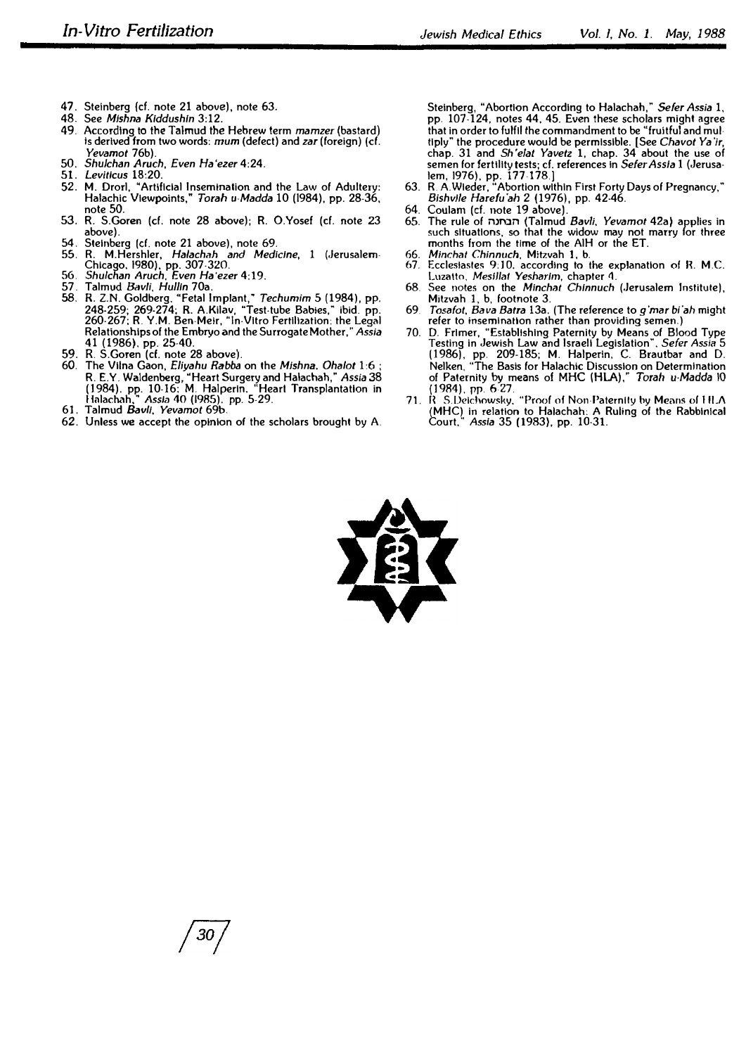47. Steinberg (cf. note 21 above), note 63.
48. See *Mishna Kiddushin* 3:12.
49. According to the Talmud the Hebrew term *mamzer* (bastard) is derived from two words: *mum* (defect) and *zar* (foreign) (cf. *Yevamot* 76b).
50. *Shulchan Aruch, Even Ha'ezer* 4:24.
51. *Leviticus* 18:20.
52. M. Drori, "Artificial Insemination and the Law of Adultery: Halachic Viewpoints," *Torah u-Madda* 10 (1984), pp. 28-36, note 50.
53. R. S.Goren (cf. note 28 above); R. O.Yosef (cf. note 23 above).
54. Steinberg (cf. note 21 above), note 69.
55. R. M.Hershler, *Halachah and Medicine*, 1 (Jerusalem-Chicago, 1980), pp. 307-320.
56. *Shulchan Aruch, Even Ha'ezer* 4:19.
57. Talmud *Bavli, Hullin* 70a.
58. R. Z.N. Goldberg, "Fetal Implant," *Techumim* 5 (1984), pp. 248-259; 269-274; R. A.Kilav, "Test-tube Babies," ibid. pp. 260-267; R. Y.M. Ben-Meir, "In-Vitro Fertilization: the Legal Relationships of the Embryo and the Surrogate Mother," *Assia* 41 (1986), pp. 25-40.
59. R. S.Goren (cf. note 28 above).
60. The Vilna Gaon, *Eliyahu Rabba* on the *Mishna, Ohalot* 1:6 ; R. E.Y. Waldenberg, "Heart Surgery and Halachah," *Assia* 38 (1984), pp. 10-16; M. Halperin, "Heart Transplantation in Halachah," *Assia* 40 (1985), pp. 5-29.
61. Talmud *Bavli, Yevamot* 69b.
62. Unless we accept the opinion of the scholars brought by A. Steinberg, "Abortion According to Halachah," *Sefer Assia* 1, pp. 107-124, notes 44, 45. Even these scholars might agree that in order to fulfil the commandment to be "fruitful and multiply" the procedure would be permissible. [See *Chavot Ya'ir*, chap. 31 and *Sh'elat Yavetz* 1, chap. 34 about the use of semen for fertility tests; cf. references in *Sefer Assia* 1 (Jerusalem, 1976), pp. 177-178.]
63. R. A.Wieder, "Abortion within First Forty Days of Pregnancy," *Bishvile Harefu'ah* 2 (1976), pp. 42-46.
64. Coulam (cf. note 19 above).
65. The rule of הבחנה (Talmud *Bavli, Yevamot* 42a) applies in such situations, so that the widow may not marry for three months from the time of the AIH or the ET.
66. *Minchat Chinnuch*, Mitzvah 1, b.
67. Ecclesiastes 9:10, according to the explanation of R. M.C. Luzatto, *Mesillat Yesharim*, chapter 4.
68. See notes on the *Minchat Chinnuch* (Jerusalem Institute), Mitzvah 1, b, footnote 3.
69. *Tosafot, Bava Batra* 13a. (The reference to *g'mar bi'ah* might refer to insemination rather than providing semen.)
70. D. Frimer, "Establishing Paternity by Means of Blood Type Testing in Jewish Law and Israeli Legislation", *Sefer Assia* 5 (1986), pp. 209-185; M. Halperin, C. Brautbar and D. Nelken, "The Basis for Halachic Discussion on Determination of Paternity by means of MHC (HLA)," *Torah u-Madda* 10 (1984), pp. 6-27.
71. R. S.Deichowsky, "Proof of Non-Paternity by Means of HLA (MHC) in relation to Halachah: A Ruling of the Rabbinical Court," *Assia* 35 (1983), pp. 10-31.